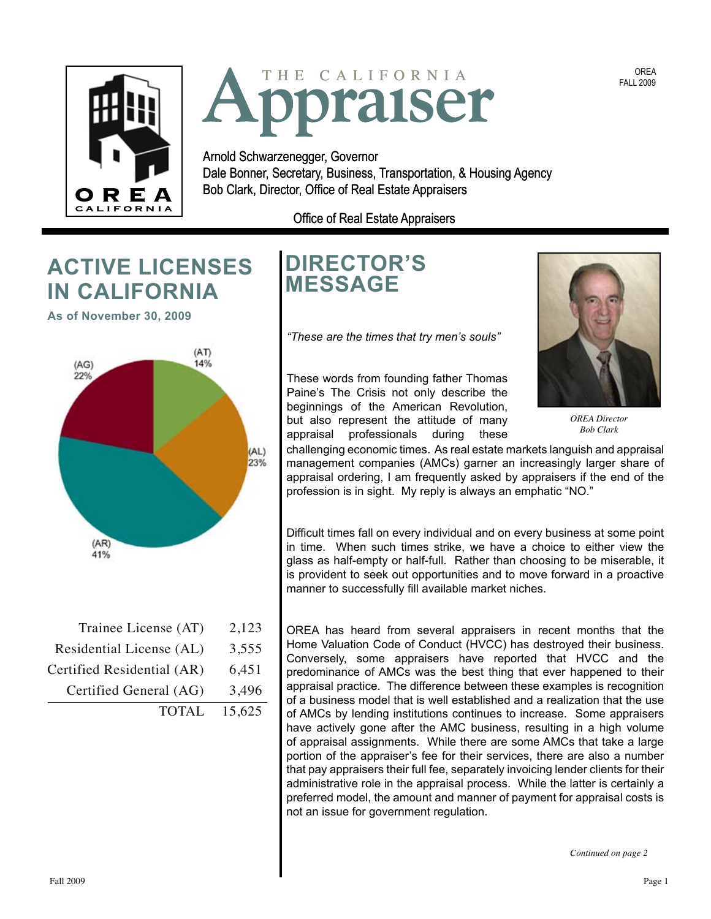# THE CALIFORNIA Appraiser

OREA
FALL 2009

Arnold Schwarzenegger, Governor
Dale Bonner, Secretary, Business, Transportation, & Housing Agency
Bob Clark, Director, Office of Real Estate Appraisers

Office of Real Estate Appraisers

## ACTIVE LICENSES IN CALIFORNIA

**As of November 30, 2009**

(AT) 14%
(AL) 23%
(AR) 41%
(AG) 22%

| | |
|---|---|
| Trainee License (AT) | 2,123 |
| Residential License (AL) | 3,555 |
| Certified Residential (AR) | 6,451 |
| Certified General (AG) | 3,496 |
| TOTAL | 15,625 |

## DIRECTOR'S MESSAGE

*"These are the times that try men's souls"*

*OREA Director Bob Clark*

These words from founding father Thomas Paine's The Crisis not only describe the beginnings of the American Revolution, but also represent the attitude of many appraisal professionals during these challenging economic times. As real estate markets languish and appraisal management companies (AMCs) garner an increasingly larger share of appraisal ordering, I am frequently asked by appraisers if the end of the profession is in sight. My reply is always an emphatic "NO."

Difficult times fall on every individual and on every business at some point in time. When such times strike, we have a choice to either view the glass as half-empty or half-full. Rather than choosing to be miserable, it is provident to seek out opportunities and to move forward in a proactive manner to successfully fill available market niches.

OREA has heard from several appraisers in recent months that the Home Valuation Code of Conduct (HVCC) has destroyed their business. Conversely, some appraisers have reported that HVCC and the predominance of AMCs was the best thing that ever happened to their appraisal practice. The difference between these examples is recognition of a business model that is well established and a realization that the use of AMCs by lending institutions continues to increase. Some appraisers have actively gone after the AMC business, resulting in a high volume of appraisal assignments. While there are some AMCs that take a large portion of the appraiser's fee for their services, there are also a number that pay appraisers their full fee, separately invoicing lender clients for their administrative role in the appraisal process. While the latter is certainly a preferred model, the amount and manner of payment for appraisal costs is not an issue for government regulation.

*Continued on page 2*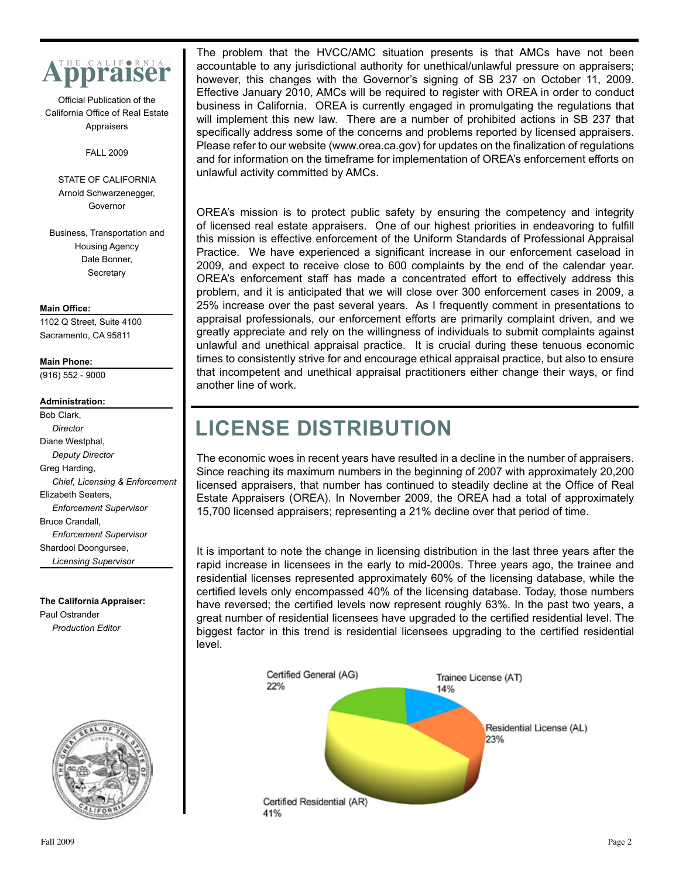**The California Appraiser**

Official Publication of the California Office of Real Estate Appraisers

FALL 2009

STATE OF CALIFORNIA
Arnold Schwarzenegger, Governor

Business, Transportation and Housing Agency
Dale Bonner, Secretary

**Main Office:**
1102 Q Street, Suite 4100
Sacramento, CA 95811

**Main Phone:**
(916) 552 - 9000

**Administration:**
Bob Clark, *Director*
Diane Westphal, *Deputy Director*
Greg Harding, *Chief, Licensing & Enforcement*
Elizabeth Seaters, *Enforcement Supervisor*
Bruce Crandall, *Enforcement Supervisor*
Shardool Doongursee, *Licensing Supervisor*

**The California Appraiser:**
Paul Ostrander, *Production Editor*

The problem that the HVCC/AMC situation presents is that AMCs have not been accountable to any jurisdictional authority for unethical/unlawful pressure on appraisers; however, this changes with the Governor's signing of SB 237 on October 11, 2009. Effective January 2010, AMCs will be required to register with OREA in order to conduct business in California. OREA is currently engaged in promulgating the regulations that will implement this new law. There are a number of prohibited actions in SB 237 that specifically address some of the concerns and problems reported by licensed appraisers. Please refer to our website (www.orea.ca.gov) for updates on the finalization of regulations and for information on the timeframe for implementation of OREA's enforcement efforts on unlawful activity committed by AMCs.

OREA's mission is to protect public safety by ensuring the competency and integrity of licensed real estate appraisers. One of our highest priorities in endeavoring to fulfill this mission is effective enforcement of the Uniform Standards of Professional Appraisal Practice. We have experienced a significant increase in our enforcement caseload in 2009, and expect to receive close to 600 complaints by the end of the calendar year. OREA's enforcement staff has made a concentrated effort to effectively address this problem, and it is anticipated that we will close over 300 enforcement cases in 2009, a 25% increase over the past several years. As I frequently comment in presentations to appraisal professionals, our enforcement efforts are primarily complaint driven, and we greatly appreciate and rely on the willingness of individuals to submit complaints against unlawful and unethical appraisal practice. It is crucial during these tenuous economic times to consistently strive for and encourage ethical appraisal practice, but also to ensure that incompetent and unethical appraisal practitioners either change their ways, or find another line of work.

## LICENSE DISTRIBUTION

The economic woes in recent years have resulted in a decline in the number of appraisers. Since reaching its maximum numbers in the beginning of 2007 with approximately 20,200 licensed appraisers, that number has continued to steadily decline at the Office of Real Estate Appraisers (OREA). In November 2009, the OREA had a total of approximately 15,700 licensed appraisers; representing a 21% decline over that period of time.

It is important to note the change in licensing distribution in the last three years after the rapid increase in licensees in the early to mid-2000s. Three years ago, the trainee and residential licenses represented approximately 60% of the licensing database, while the certified levels only encompassed 40% of the licensing database. Today, those numbers have reversed; the certified levels now represent roughly 63%. In the past two years, a great number of residential licensees have upgraded to the certified residential level. The biggest factor in this trend is residential licensees upgrading to the certified residential level.

Certified General (AG) 22%
Trainee License (AT) 14%
Residential License (AL) 23%
Certified Residential (AR) 41%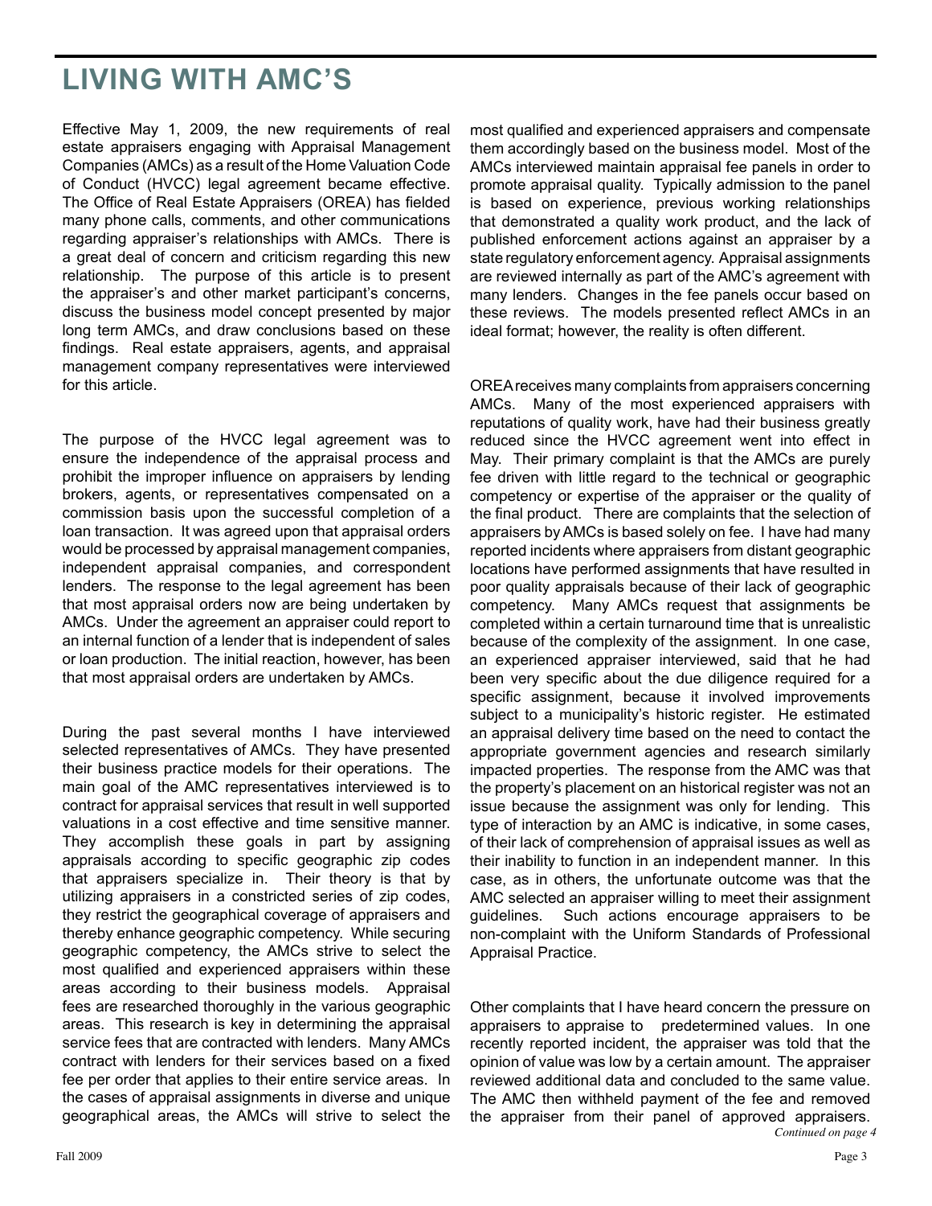# LIVING WITH AMC'S

Effective May 1, 2009, the new requirements of real estate appraisers engaging with Appraisal Management Companies (AMCs) as a result of the Home Valuation Code of Conduct (HVCC) legal agreement became effective. The Office of Real Estate Appraisers (OREA) has fielded many phone calls, comments, and other communications regarding appraiser's relationships with AMCs. There is a great deal of concern and criticism regarding this new relationship. The purpose of this article is to present the appraiser's and other market participant's concerns, discuss the business model concept presented by major long term AMCs, and draw conclusions based on these findings. Real estate appraisers, agents, and appraisal management company representatives were interviewed for this article.

The purpose of the HVCC legal agreement was to ensure the independence of the appraisal process and prohibit the improper influence on appraisers by lending brokers, agents, or representatives compensated on a commission basis upon the successful completion of a loan transaction. It was agreed upon that appraisal orders would be processed by appraisal management companies, independent appraisal companies, and correspondent lenders. The response to the legal agreement has been that most appraisal orders now are being undertaken by AMCs. Under the agreement an appraiser could report to an internal function of a lender that is independent of sales or loan production. The initial reaction, however, has been that most appraisal orders are undertaken by AMCs.

During the past several months I have interviewed selected representatives of AMCs. They have presented their business practice models for their operations. The main goal of the AMC representatives interviewed is to contract for appraisal services that result in well supported valuations in a cost effective and time sensitive manner. They accomplish these goals in part by assigning appraisals according to specific geographic zip codes that appraisers specialize in. Their theory is that by utilizing appraisers in a constricted series of zip codes, they restrict the geographical coverage of appraisers and thereby enhance geographic competency. While securing geographic competency, the AMCs strive to select the most qualified and experienced appraisers within these areas according to their business models. Appraisal fees are researched thoroughly in the various geographic areas. This research is key in determining the appraisal service fees that are contracted with lenders. Many AMCs contract with lenders for their services based on a fixed fee per order that applies to their entire service areas. In the cases of appraisal assignments in diverse and unique geographical areas, the AMCs will strive to select the most qualified and experienced appraisers and compensate them accordingly based on the business model. Most of the AMCs interviewed maintain appraisal fee panels in order to promote appraisal quality. Typically admission to the panel is based on experience, previous working relationships that demonstrated a quality work product, and the lack of published enforcement actions against an appraiser by a state regulatory enforcement agency. Appraisal assignments are reviewed internally as part of the AMC's agreement with many lenders. Changes in the fee panels occur based on these reviews. The models presented reflect AMCs in an ideal format; however, the reality is often different.

OREA receives many complaints from appraisers concerning AMCs. Many of the most experienced appraisers with reputations of quality work, have had their business greatly reduced since the HVCC agreement went into effect in May. Their primary complaint is that the AMCs are purely fee driven with little regard to the technical or geographic competency or expertise of the appraiser or the quality of the final product. There are complaints that the selection of appraisers by AMCs is based solely on fee. I have had many reported incidents where appraisers from distant geographic locations have performed assignments that have resulted in poor quality appraisals because of their lack of geographic competency. Many AMCs request that assignments be completed within a certain turnaround time that is unrealistic because of the complexity of the assignment. In one case, an experienced appraiser interviewed, said that he had been very specific about the due diligence required for a specific assignment, because it involved improvements subject to a municipality's historic register. He estimated an appraisal delivery time based on the need to contact the appropriate government agencies and research similarly impacted properties. The response from the AMC was that the property's placement on an historical register was not an issue because the assignment was only for lending. This type of interaction by an AMC is indicative, in some cases, of their lack of comprehension of appraisal issues as well as their inability to function in an independent manner. In this case, as in others, the unfortunate outcome was that the AMC selected an appraiser willing to meet their assignment guidelines. Such actions encourage appraisers to be non-complaint with the Uniform Standards of Professional Appraisal Practice.

Other complaints that I have heard concern the pressure on appraisers to appraise to predetermined values. In one recently reported incident, the appraiser was told that the opinion of value was low by a certain amount. The appraiser reviewed additional data and concluded to the same value. The AMC then withheld payment of the fee and removed the appraiser from their panel of approved appraisers.

*Continued on page 4*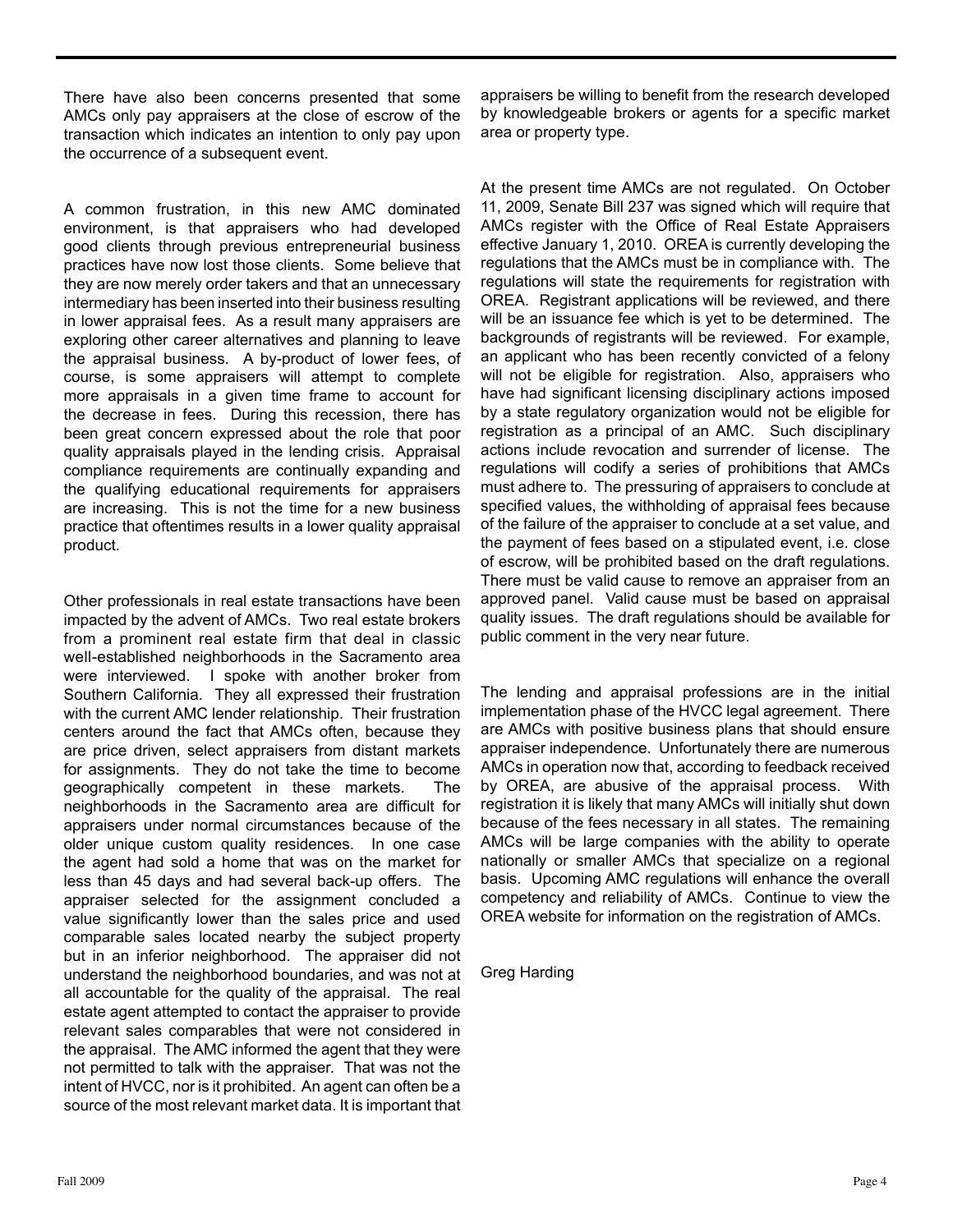There have also been concerns presented that some AMCs only pay appraisers at the close of escrow of the transaction which indicates an intention to only pay upon the occurrence of a subsequent event.

A common frustration, in this new AMC dominated environment, is that appraisers who had developed good clients through previous entrepreneurial business practices have now lost those clients. Some believe that they are now merely order takers and that an unnecessary intermediary has been inserted into their business resulting in lower appraisal fees. As a result many appraisers are exploring other career alternatives and planning to leave the appraisal business. A by-product of lower fees, of course, is some appraisers will attempt to complete more appraisals in a given time frame to account for the decrease in fees. During this recession, there has been great concern expressed about the role that poor quality appraisals played in the lending crisis. Appraisal compliance requirements are continually expanding and the qualifying educational requirements for appraisers are increasing. This is not the time for a new business practice that oftentimes results in a lower quality appraisal product.

Other professionals in real estate transactions have been impacted by the advent of AMCs. Two real estate brokers from a prominent real estate firm that deal in classic well-established neighborhoods in the Sacramento area were interviewed. I spoke with another broker from Southern California. They all expressed their frustration with the current AMC lender relationship. Their frustration centers around the fact that AMCs often, because they are price driven, select appraisers from distant markets for assignments. They do not take the time to become geographically competent in these markets. The neighborhoods in the Sacramento area are difficult for appraisers under normal circumstances because of the older unique custom quality residences. In one case the agent had sold a home that was on the market for less than 45 days and had several back-up offers. The appraiser selected for the assignment concluded a value significantly lower than the sales price and used comparable sales located nearby the subject property but in an inferior neighborhood. The appraiser did not understand the neighborhood boundaries, and was not at all accountable for the quality of the appraisal. The real estate agent attempted to contact the appraiser to provide relevant sales comparables that were not considered in the appraisal. The AMC informed the agent that they were not permitted to talk with the appraiser. That was not the intent of HVCC, nor is it prohibited. An agent can often be a source of the most relevant market data. It is important that appraisers be willing to benefit from the research developed by knowledgeable brokers or agents for a specific market area or property type.

At the present time AMCs are not regulated. On October 11, 2009, Senate Bill 237 was signed which will require that AMCs register with the Office of Real Estate Appraisers effective January 1, 2010. OREA is currently developing the regulations that the AMCs must be in compliance with. The regulations will state the requirements for registration with OREA. Registrant applications will be reviewed, and there will be an issuance fee which is yet to be determined. The backgrounds of registrants will be reviewed. For example, an applicant who has been recently convicted of a felony will not be eligible for registration. Also, appraisers who have had significant licensing disciplinary actions imposed by a state regulatory organization would not be eligible for registration as a principal of an AMC. Such disciplinary actions include revocation and surrender of license. The regulations will codify a series of prohibitions that AMCs must adhere to. The pressuring of appraisers to conclude at specified values, the withholding of appraisal fees because of the failure of the appraiser to conclude at a set value, and the payment of fees based on a stipulated event, i.e. close of escrow, will be prohibited based on the draft regulations. There must be valid cause to remove an appraiser from an approved panel. Valid cause must be based on appraisal quality issues. The draft regulations should be available for public comment in the very near future.

The lending and appraisal professions are in the initial implementation phase of the HVCC legal agreement. There are AMCs with positive business plans that should ensure appraiser independence. Unfortunately there are numerous AMCs in operation now that, according to feedback received by OREA, are abusive of the appraisal process. With registration it is likely that many AMCs will initially shut down because of the fees necessary in all states. The remaining AMCs will be large companies with the ability to operate nationally or smaller AMCs that specialize on a regional basis. Upcoming AMC regulations will enhance the overall competency and reliability of AMCs. Continue to view the OREA website for information on the registration of AMCs.

Greg Harding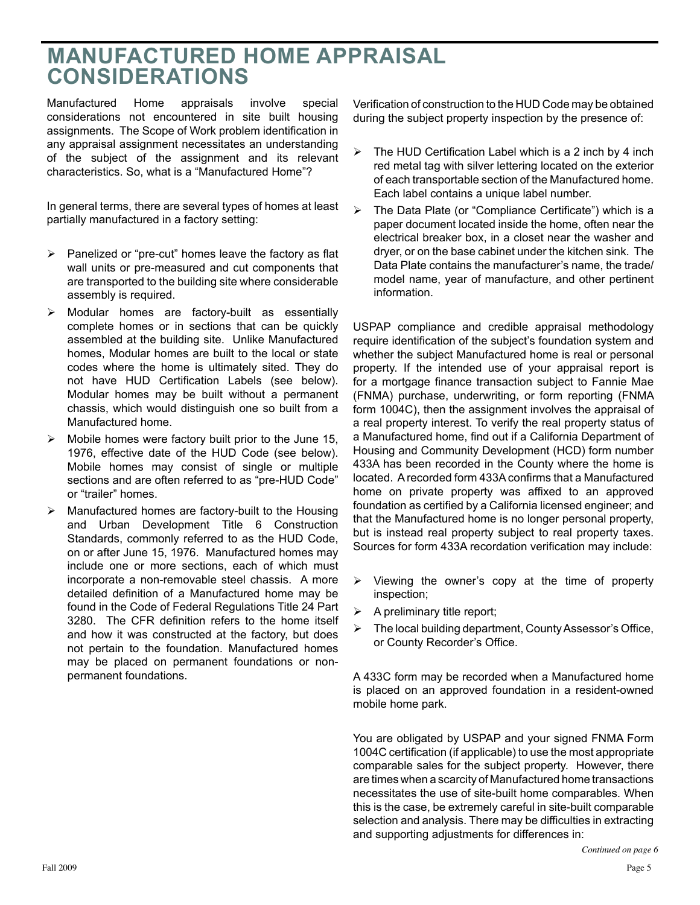# MANUFACTURED HOME APPRAISAL CONSIDERATIONS

Manufactured Home appraisals involve special considerations not encountered in site built housing assignments. The Scope of Work problem identification in any appraisal assignment necessitates an understanding of the subject of the assignment and its relevant characteristics. So, what is a "Manufactured Home"?

In general terms, there are several types of homes at least partially manufactured in a factory setting:

- Panelized or "pre-cut" homes leave the factory as flat wall units or pre-measured and cut components that are transported to the building site where considerable assembly is required.
- Modular homes are factory-built as essentially complete homes or in sections that can be quickly assembled at the building site. Unlike Manufactured homes, Modular homes are built to the local or state codes where the home is ultimately sited. They do not have HUD Certification Labels (see below). Modular homes may be built without a permanent chassis, which would distinguish one so built from a Manufactured home.
- Mobile homes were factory built prior to the June 15, 1976, effective date of the HUD Code (see below). Mobile homes may consist of single or multiple sections and are often referred to as "pre-HUD Code" or "trailer" homes.
- Manufactured homes are factory-built to the Housing and Urban Development Title 6 Construction Standards, commonly referred to as the HUD Code, on or after June 15, 1976. Manufactured homes may include one or more sections, each of which must incorporate a non-removable steel chassis. A more detailed definition of a Manufactured home may be found in the Code of Federal Regulations Title 24 Part 3280. The CFR definition refers to the home itself and how it was constructed at the factory, but does not pertain to the foundation. Manufactured homes may be placed on permanent foundations or non-permanent foundations.

Verification of construction to the HUD Code may be obtained during the subject property inspection by the presence of:

- The HUD Certification Label which is a 2 inch by 4 inch red metal tag with silver lettering located on the exterior of each transportable section of the Manufactured home. Each label contains a unique label number.
- The Data Plate (or "Compliance Certificate") which is a paper document located inside the home, often near the electrical breaker box, in a closet near the washer and dryer, or on the base cabinet under the kitchen sink. The Data Plate contains the manufacturer's name, the trade/model name, year of manufacture, and other pertinent information.

USPAP compliance and credible appraisal methodology require identification of the subject's foundation system and whether the subject Manufactured home is real or personal property. If the intended use of your appraisal report is for a mortgage finance transaction subject to Fannie Mae (FNMA) purchase, underwriting, or form reporting (FNMA form 1004C), then the assignment involves the appraisal of a real property interest. To verify the real property status of a Manufactured home, find out if a California Department of Housing and Community Development (HCD) form number 433A has been recorded in the County where the home is located. A recorded form 433A confirms that a Manufactured home on private property was affixed to an approved foundation as certified by a California licensed engineer; and that the Manufactured home is no longer personal property, but is instead real property subject to real property taxes. Sources for form 433A recordation verification may include:

- Viewing the owner's copy at the time of property inspection;
- A preliminary title report;
- The local building department, County Assessor's Office, or County Recorder's Office.

A 433C form may be recorded when a Manufactured home is placed on an approved foundation in a resident-owned mobile home park.

You are obligated by USPAP and your signed FNMA Form 1004C certification (if applicable) to use the most appropriate comparable sales for the subject property. However, there are times when a scarcity of Manufactured home transactions necessitates the use of site-built home comparables. When this is the case, be extremely careful in site-built comparable selection and analysis. There may be difficulties in extracting and supporting adjustments for differences in:

*Continued on page 6*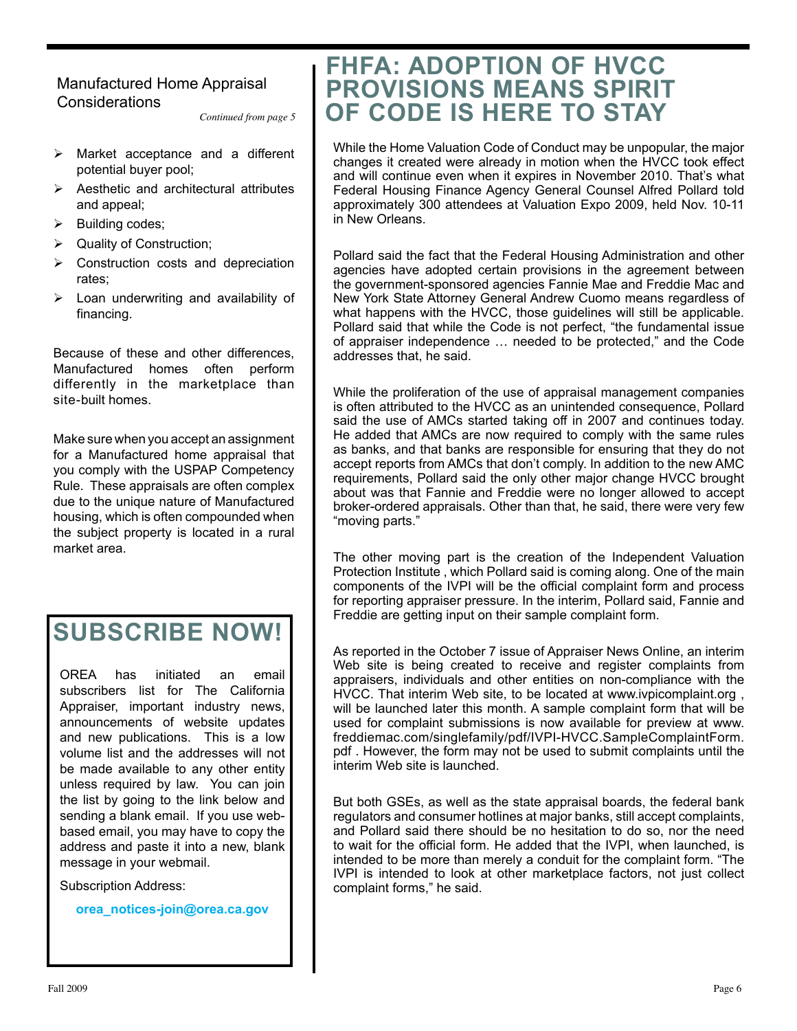## Manufactured Home Appraisal Considerations

*Continued from page 5*

- Market acceptance and a different potential buyer pool;
- Aesthetic and architectural attributes and appeal;
- Building codes;
- Quality of Construction;
- Construction costs and depreciation rates;
- Loan underwriting and availability of financing.

Because of these and other differences, Manufactured homes often perform differently in the marketplace than site-built homes.

Make sure when you accept an assignment for a Manufactured home appraisal that you comply with the USPAP Competency Rule. These appraisals are often complex due to the unique nature of Manufactured housing, which is often compounded when the subject property is located in a rural market area.

## SUBSCRIBE NOW!

OREA has initiated an email subscribers list for The California Appraiser, important industry news, announcements of website updates and new publications. This is a low volume list and the addresses will not be made available to any other entity unless required by law. You can join the list by going to the link below and sending a blank email. If you use web-based email, you may have to copy the address and paste it into a new, blank message in your webmail.

Subscription Address:

**orea_notices-join@orea.ca.gov**

# FHFA: ADOPTION OF HVCC PROVISIONS MEANS SPIRIT OF CODE IS HERE TO STAY

While the Home Valuation Code of Conduct may be unpopular, the major changes it created were already in motion when the HVCC took effect and will continue even when it expires in November 2010. That's what Federal Housing Finance Agency General Counsel Alfred Pollard told approximately 300 attendees at Valuation Expo 2009, held Nov. 10-11 in New Orleans.

Pollard said the fact that the Federal Housing Administration and other agencies have adopted certain provisions in the agreement between the government-sponsored agencies Fannie Mae and Freddie Mac and New York State Attorney General Andrew Cuomo means regardless of what happens with the HVCC, those guidelines will still be applicable. Pollard said that while the Code is not perfect, "the fundamental issue of appraiser independence … needed to be protected," and the Code addresses that, he said.

While the proliferation of the use of appraisal management companies is often attributed to the HVCC as an unintended consequence, Pollard said the use of AMCs started taking off in 2007 and continues today. He added that AMCs are now required to comply with the same rules as banks, and that banks are responsible for ensuring that they do not accept reports from AMCs that don't comply. In addition to the new AMC requirements, Pollard said the only other major change HVCC brought about was that Fannie and Freddie were no longer allowed to accept broker-ordered appraisals. Other than that, he said, there were very few "moving parts."

The other moving part is the creation of the Independent Valuation Protection Institute , which Pollard said is coming along. One of the main components of the IVPI will be the official complaint form and process for reporting appraiser pressure. In the interim, Pollard said, Fannie and Freddie are getting input on their sample complaint form.

As reported in the October 7 issue of Appraiser News Online, an interim Web site is being created to receive and register complaints from appraisers, individuals and other entities on non-compliance with the HVCC. That interim Web site, to be located at www.ivpicomplaint.org , will be launched later this month. A sample complaint form that will be used for complaint submissions is now available for preview at www.freddiemac.com/singlefamily/pdf/IVPI-HVCC.SampleComplaintForm.pdf . However, the form may not be used to submit complaints until the interim Web site is launched.

But both GSEs, as well as the state appraisal boards, the federal bank regulators and consumer hotlines at major banks, still accept complaints, and Pollard said there should be no hesitation to do so, nor the need to wait for the official form. He added that the IVPI, when launched, is intended to be more than merely a conduit for the complaint form. "The IVPI is intended to look at other marketplace factors, not just collect complaint forms," he said.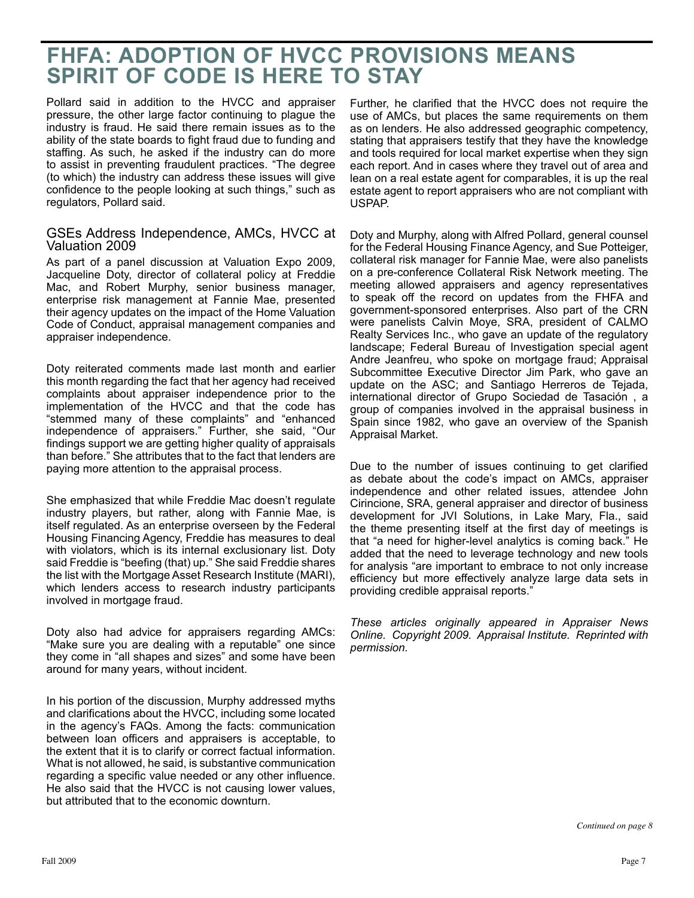# FHFA: ADOPTION OF HVCC PROVISIONS MEANS SPIRIT OF CODE IS HERE TO STAY

Pollard said in addition to the HVCC and appraiser pressure, the other large factor continuing to plague the industry is fraud. He said there remain issues as to the ability of the state boards to fight fraud due to funding and staffing. As such, he asked if the industry can do more to assist in preventing fraudulent practices. "The degree (to which) the industry can address these issues will give confidence to the people looking at such things," such as regulators, Pollard said.

## GSEs Address Independence, AMCs, HVCC at Valuation 2009

As part of a panel discussion at Valuation Expo 2009, Jacqueline Doty, director of collateral policy at Freddie Mac, and Robert Murphy, senior business manager, enterprise risk management at Fannie Mae, presented their agency updates on the impact of the Home Valuation Code of Conduct, appraisal management companies and appraiser independence.

Doty reiterated comments made last month and earlier this month regarding the fact that her agency had received complaints about appraiser independence prior to the implementation of the HVCC and that the code has "stemmed many of these complaints" and "enhanced independence of appraisers." Further, she said, "Our findings support we are getting higher quality of appraisals than before." She attributes that to the fact that lenders are paying more attention to the appraisal process.

She emphasized that while Freddie Mac doesn't regulate industry players, but rather, along with Fannie Mae, is itself regulated. As an enterprise overseen by the Federal Housing Financing Agency, Freddie has measures to deal with violators, which is its internal exclusionary list. Doty said Freddie is "beefing (that) up." She said Freddie shares the list with the Mortgage Asset Research Institute (MARI), which lenders access to research industry participants involved in mortgage fraud.

Doty also had advice for appraisers regarding AMCs: "Make sure you are dealing with a reputable" one since they come in "all shapes and sizes" and some have been around for many years, without incident.

In his portion of the discussion, Murphy addressed myths and clarifications about the HVCC, including some located in the agency's FAQs. Among the facts: communication between loan officers and appraisers is acceptable, to the extent that it is to clarify or correct factual information. What is not allowed, he said, is substantive communication regarding a specific value needed or any other influence. He also said that the HVCC is not causing lower values, but attributed that to the economic downturn.

Further, he clarified that the HVCC does not require the use of AMCs, but places the same requirements on them as on lenders. He also addressed geographic competency, stating that appraisers testify that they have the knowledge and tools required for local market expertise when they sign each report. And in cases where they travel out of area and lean on a real estate agent for comparables, it is up the real estate agent to report appraisers who are not compliant with USPAP.

Doty and Murphy, along with Alfred Pollard, general counsel for the Federal Housing Finance Agency, and Sue Potteiger, collateral risk manager for Fannie Mae, were also panelists on a pre-conference Collateral Risk Network meeting. The meeting allowed appraisers and agency representatives to speak off the record on updates from the FHFA and government-sponsored enterprises. Also part of the CRN were panelists Calvin Moye, SRA, president of CALMO Realty Services Inc., who gave an update of the regulatory landscape; Federal Bureau of Investigation special agent Andre Jeanfreu, who spoke on mortgage fraud; Appraisal Subcommittee Executive Director Jim Park, who gave an update on the ASC; and Santiago Herreros de Tejada, international director of Grupo Sociedad de Tasación , a group of companies involved in the appraisal business in Spain since 1982, who gave an overview of the Spanish Appraisal Market.

Due to the number of issues continuing to get clarified as debate about the code's impact on AMCs, appraiser independence and other related issues, attendee John Cirincione, SRA, general appraiser and director of business development for JVI Solutions, in Lake Mary, Fla., said the theme presenting itself at the first day of meetings is that "a need for higher-level analytics is coming back." He added that the need to leverage technology and new tools for analysis "are important to embrace to not only increase efficiency but more effectively analyze large data sets in providing credible appraisal reports."

*These articles originally appeared in Appraiser News Online. Copyright 2009. Appraisal Institute. Reprinted with permission.*

*Continued on page 8*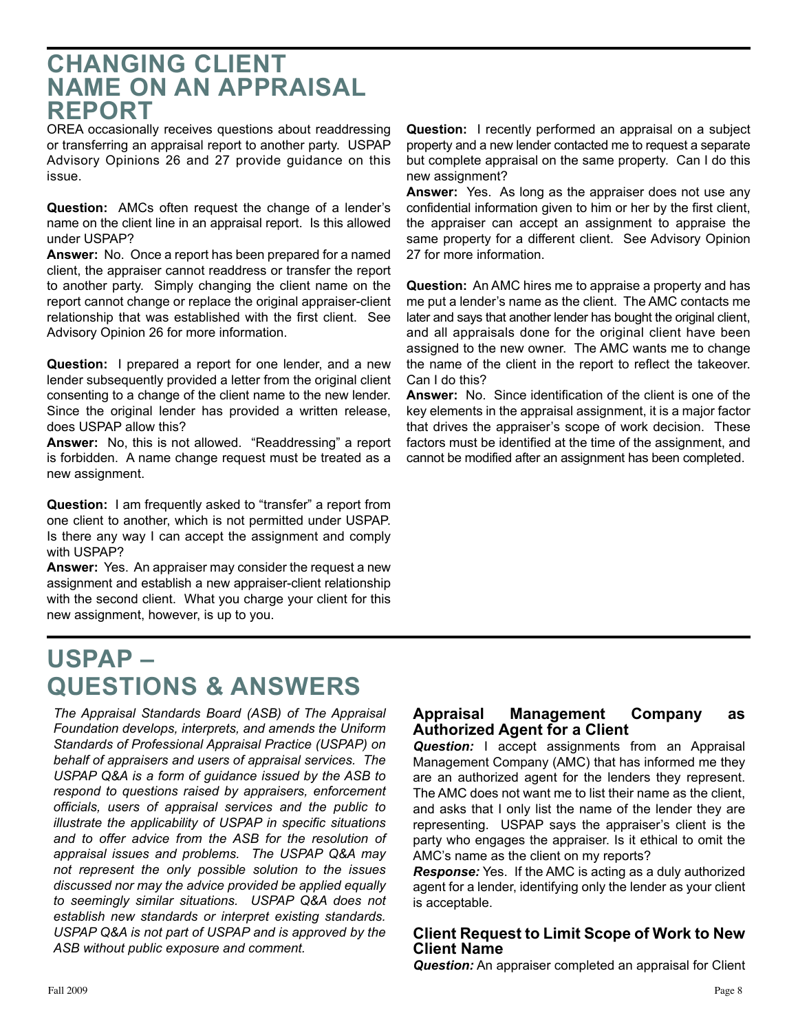# CHANGING CLIENT NAME ON AN APPRAISAL REPORT

OREA occasionally receives questions about readdressing or transferring an appraisal report to another party. USPAP Advisory Opinions 26 and 27 provide guidance on this issue.

**Question:** AMCs often request the change of a lender's name on the client line in an appraisal report. Is this allowed under USPAP?

**Answer:** No. Once a report has been prepared for a named client, the appraiser cannot readdress or transfer the report to another party. Simply changing the client name on the report cannot change or replace the original appraiser-client relationship that was established with the first client. See Advisory Opinion 26 for more information.

**Question:** I prepared a report for one lender, and a new lender subsequently provided a letter from the original client consenting to a change of the client name to the new lender. Since the original lender has provided a written release, does USPAP allow this?

**Answer:** No, this is not allowed. "Readdressing" a report is forbidden. A name change request must be treated as a new assignment.

**Question:** I am frequently asked to "transfer" a report from one client to another, which is not permitted under USPAP. Is there any way I can accept the assignment and comply with USPAP?

**Answer:** Yes. An appraiser may consider the request a new assignment and establish a new appraiser-client relationship with the second client. What you charge your client for this new assignment, however, is up to you.

**Question:** I recently performed an appraisal on a subject property and a new lender contacted me to request a separate but complete appraisal on the same property. Can I do this new assignment?

**Answer:** Yes. As long as the appraiser does not use any confidential information given to him or her by the first client, the appraiser can accept an assignment to appraise the same property for a different client. See Advisory Opinion 27 for more information.

**Question:** An AMC hires me to appraise a property and has me put a lender's name as the client. The AMC contacts me later and says that another lender has bought the original client, and all appraisals done for the original client have been assigned to the new owner. The AMC wants me to change the name of the client in the report to reflect the takeover. Can I do this?

**Answer:** No. Since identification of the client is one of the key elements in the appraisal assignment, it is a major factor that drives the appraiser's scope of work decision. These factors must be identified at the time of the assignment, and cannot be modified after an assignment has been completed.

# USPAP – QUESTIONS & ANSWERS

*The Appraisal Standards Board (ASB) of The Appraisal Foundation develops, interprets, and amends the Uniform Standards of Professional Appraisal Practice (USPAP) on behalf of appraisers and users of appraisal services. The USPAP Q&A is a form of guidance issued by the ASB to respond to questions raised by appraisers, enforcement officials, users of appraisal services and the public to illustrate the applicability of USPAP in specific situations and to offer advice from the ASB for the resolution of appraisal issues and problems. The USPAP Q&A may not represent the only possible solution to the issues discussed nor may the advice provided be applied equally to seemingly similar situations. USPAP Q&A does not establish new standards or interpret existing standards. USPAP Q&A is not part of USPAP and is approved by the ASB without public exposure and comment.*

## Appraisal Management Company as Authorized Agent for a Client

***Question:*** I accept assignments from an Appraisal Management Company (AMC) that has informed me they are an authorized agent for the lenders they represent. The AMC does not want me to list their name as the client, and asks that I only list the name of the lender they are representing. USPAP says the appraiser's client is the party who engages the appraiser. Is it ethical to omit the AMC's name as the client on my reports?

***Response:*** Yes. If the AMC is acting as a duly authorized agent for a lender, identifying only the lender as your client is acceptable.

## Client Request to Limit Scope of Work to New Client Name

***Question:*** An appraiser completed an appraisal for Client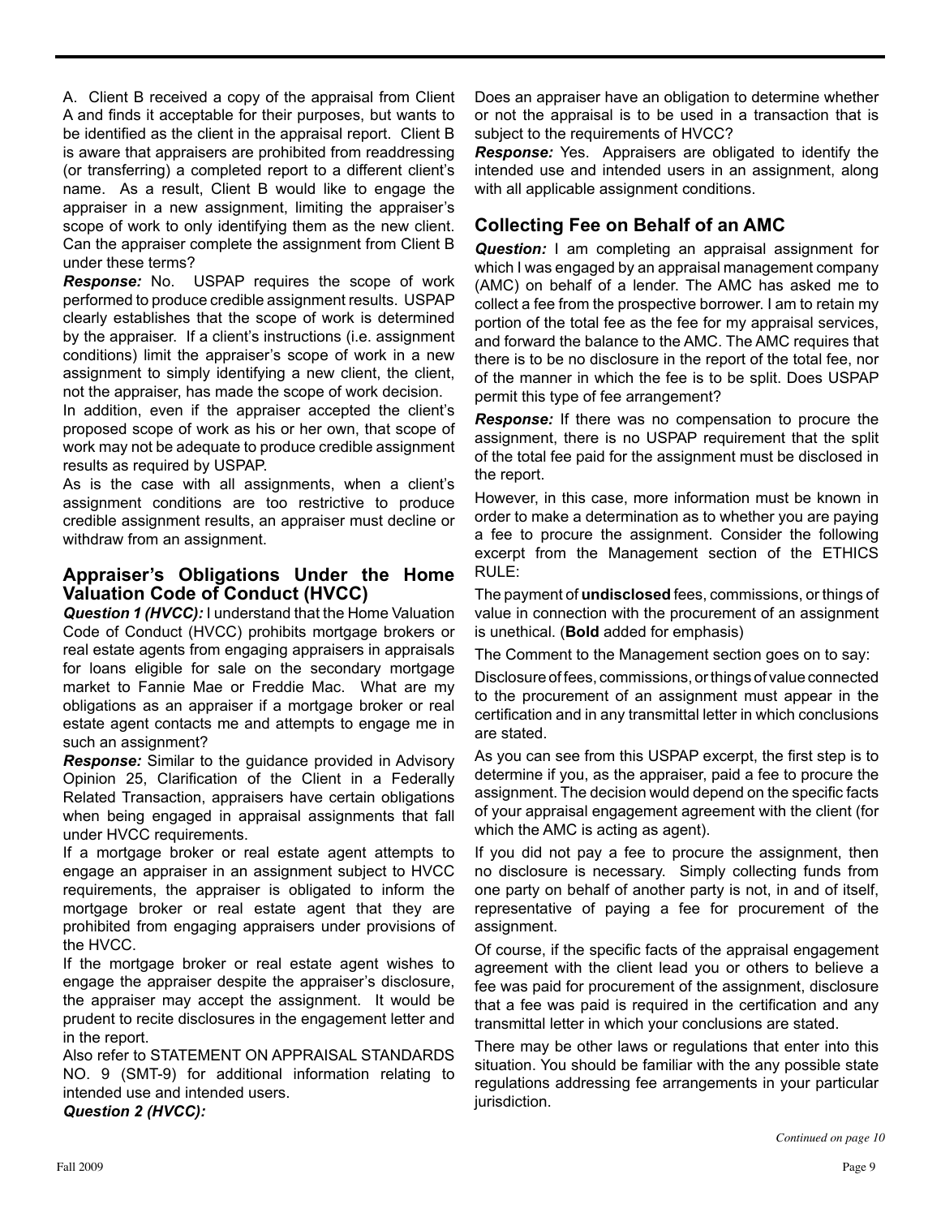A. Client B received a copy of the appraisal from Client A and finds it acceptable for their purposes, but wants to be identified as the client in the appraisal report. Client B is aware that appraisers are prohibited from readdressing (or transferring) a completed report to a different client's name. As a result, Client B would like to engage the appraiser in a new assignment, limiting the appraiser's scope of work to only identifying them as the new client. Can the appraiser complete the assignment from Client B under these terms?

***Response:*** No. USPAP requires the scope of work performed to produce credible assignment results. USPAP clearly establishes that the scope of work is determined by the appraiser. If a client's instructions (i.e. assignment conditions) limit the appraiser's scope of work in a new assignment to simply identifying a new client, the client, not the appraiser, has made the scope of work decision.

In addition, even if the appraiser accepted the client's proposed scope of work as his or her own, that scope of work may not be adequate to produce credible assignment results as required by USPAP.

As is the case with all assignments, when a client's assignment conditions are too restrictive to produce credible assignment results, an appraiser must decline or withdraw from an assignment.

## Appraiser's Obligations Under the Home Valuation Code of Conduct (HVCC)

***Question 1 (HVCC):*** I understand that the Home Valuation Code of Conduct (HVCC) prohibits mortgage brokers or real estate agents from engaging appraisers in appraisals for loans eligible for sale on the secondary mortgage market to Fannie Mae or Freddie Mac. What are my obligations as an appraiser if a mortgage broker or real estate agent contacts me and attempts to engage me in such an assignment?

***Response:*** Similar to the guidance provided in Advisory Opinion 25, Clarification of the Client in a Federally Related Transaction, appraisers have certain obligations when being engaged in appraisal assignments that fall under HVCC requirements.

If a mortgage broker or real estate agent attempts to engage an appraiser in an assignment subject to HVCC requirements, the appraiser is obligated to inform the mortgage broker or real estate agent that they are prohibited from engaging appraisers under provisions of the HVCC.

If the mortgage broker or real estate agent wishes to engage the appraiser despite the appraiser's disclosure, the appraiser may accept the assignment. It would be prudent to recite disclosures in the engagement letter and in the report.

Also refer to STATEMENT ON APPRAISAL STANDARDS NO. 9 (SMT-9) for additional information relating to intended use and intended users.

***Question 2 (HVCC):*** Does an appraiser have an obligation to determine whether or not the appraisal is to be used in a transaction that is subject to the requirements of HVCC?

***Response:*** Yes. Appraisers are obligated to identify the intended use and intended users in an assignment, along with all applicable assignment conditions.

## Collecting Fee on Behalf of an AMC

***Question:*** I am completing an appraisal assignment for which I was engaged by an appraisal management company (AMC) on behalf of a lender. The AMC has asked me to collect a fee from the prospective borrower. I am to retain my portion of the total fee as the fee for my appraisal services, and forward the balance to the AMC. The AMC requires that there is to be no disclosure in the report of the total fee, nor of the manner in which the fee is to be split. Does USPAP permit this type of fee arrangement?

***Response:*** If there was no compensation to procure the assignment, there is no USPAP requirement that the split of the total fee paid for the assignment must be disclosed in the report.

However, in this case, more information must be known in order to make a determination as to whether you are paying a fee to procure the assignment. Consider the following excerpt from the Management section of the ETHICS RULE:

The payment of **undisclosed** fees, commissions, or things of value in connection with the procurement of an assignment is unethical. (**Bold** added for emphasis)

The Comment to the Management section goes on to say:

Disclosure of fees, commissions, or things of value connected to the procurement of an assignment must appear in the certification and in any transmittal letter in which conclusions are stated.

As you can see from this USPAP excerpt, the first step is to determine if you, as the appraiser, paid a fee to procure the assignment. The decision would depend on the specific facts of your appraisal engagement agreement with the client (for which the AMC is acting as agent).

If you did not pay a fee to procure the assignment, then no disclosure is necessary. Simply collecting funds from one party on behalf of another party is not, in and of itself, representative of paying a fee for procurement of the assignment.

Of course, if the specific facts of the appraisal engagement agreement with the client lead you or others to believe a fee was paid for procurement of the assignment, disclosure that a fee was paid is required in the certification and any transmittal letter in which your conclusions are stated.

There may be other laws or regulations that enter into this situation. You should be familiar with the any possible state regulations addressing fee arrangements in your particular jurisdiction.

*Continued on page 10*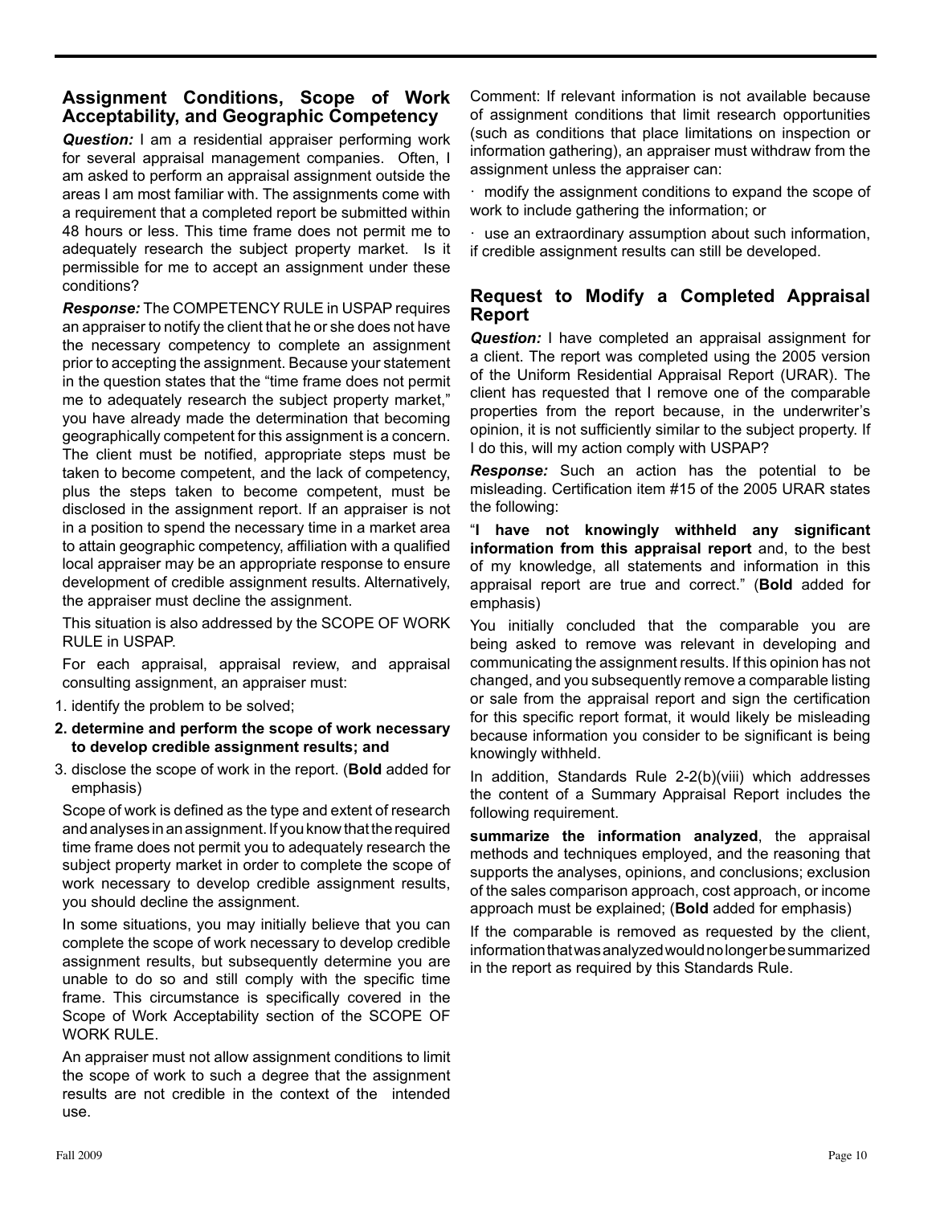## Assignment Conditions, Scope of Work Acceptability, and Geographic Competency

***Question:*** I am a residential appraiser performing work for several appraisal management companies. Often, I am asked to perform an appraisal assignment outside the areas I am most familiar with. The assignments come with a requirement that a completed report be submitted within 48 hours or less. This time frame does not permit me to adequately research the subject property market. Is it permissible for me to accept an assignment under these conditions?

***Response:*** The COMPETENCY RULE in USPAP requires an appraiser to notify the client that he or she does not have the necessary competency to complete an assignment prior to accepting the assignment. Because your statement in the question states that the "time frame does not permit me to adequately research the subject property market," you have already made the determination that becoming geographically competent for this assignment is a concern. The client must be notified, appropriate steps must be taken to become competent, and the lack of competency, plus the steps taken to become competent, must be disclosed in the assignment report. If an appraiser is not in a position to spend the necessary time in a market area to attain geographic competency, affiliation with a qualified local appraiser may be an appropriate response to ensure development of credible assignment results. Alternatively, the appraiser must decline the assignment.

This situation is also addressed by the SCOPE OF WORK RULE in USPAP.

For each appraisal, appraisal review, and appraisal consulting assignment, an appraiser must:

1. identify the problem to be solved;
2. **determine and perform the scope of work necessary to develop credible assignment results; and**
3. disclose the scope of work in the report. (**Bold** added for emphasis)

Scope of work is defined as the type and extent of research and analyses in an assignment. If you know that the required time frame does not permit you to adequately research the subject property market in order to complete the scope of work necessary to develop credible assignment results, you should decline the assignment.

In some situations, you may initially believe that you can complete the scope of work necessary to develop credible assignment results, but subsequently determine you are unable to do so and still comply with the specific time frame. This circumstance is specifically covered in the Scope of Work Acceptability section of the SCOPE OF WORK RULE.

An appraiser must not allow assignment conditions to limit the scope of work to such a degree that the assignment results are not credible in the context of the intended use.

Comment: If relevant information is not available because of assignment conditions that limit research opportunities (such as conditions that place limitations on inspection or information gathering), an appraiser must withdraw from the assignment unless the appraiser can:

· modify the assignment conditions to expand the scope of work to include gathering the information; or

· use an extraordinary assumption about such information, if credible assignment results can still be developed.

## Request to Modify a Completed Appraisal Report

***Question:*** I have completed an appraisal assignment for a client. The report was completed using the 2005 version of the Uniform Residential Appraisal Report (URAR). The client has requested that I remove one of the comparable properties from the report because, in the underwriter's opinion, it is not sufficiently similar to the subject property. If I do this, will my action comply with USPAP?

***Response:*** Such an action has the potential to be misleading. Certification item #15 of the 2005 URAR states the following:

"**I have not knowingly withheld any significant information from this appraisal report** and, to the best of my knowledge, all statements and information in this appraisal report are true and correct." (**Bold** added for emphasis)

You initially concluded that the comparable you are being asked to remove was relevant in developing and communicating the assignment results. If this opinion has not changed, and you subsequently remove a comparable listing or sale from the appraisal report and sign the certification for this specific report format, it would likely be misleading because information you consider to be significant is being knowingly withheld.

In addition, Standards Rule 2-2(b)(viii) which addresses the content of a Summary Appraisal Report includes the following requirement.

**summarize the information analyzed**, the appraisal methods and techniques employed, and the reasoning that supports the analyses, opinions, and conclusions; exclusion of the sales comparison approach, cost approach, or income approach must be explained; (**Bold** added for emphasis)

If the comparable is removed as requested by the client, information that was analyzed would no longer be summarized in the report as required by this Standards Rule.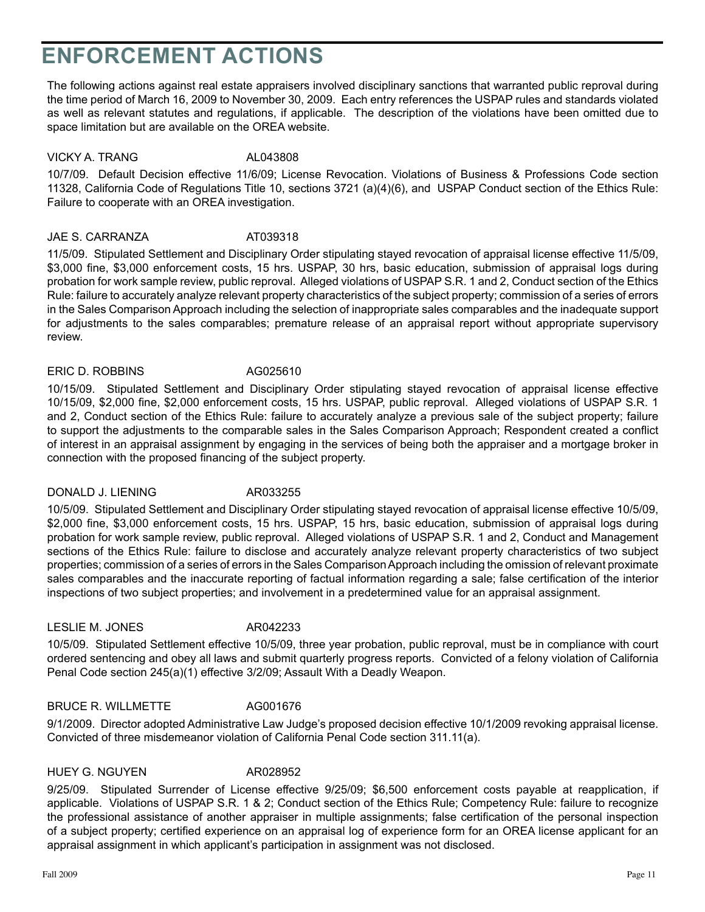# ENFORCEMENT ACTIONS

The following actions against real estate appraisers involved disciplinary sanctions that warranted public reproval during the time period of March 16, 2009 to November 30, 2009. Each entry references the USPAP rules and standards violated as well as relevant statutes and regulations, if applicable. The description of the violations have been omitted due to space limitation but are available on the OREA website.

VICKY A. TRANG AL043808

10/7/09. Default Decision effective 11/6/09; License Revocation. Violations of Business & Professions Code section 11328, California Code of Regulations Title 10, sections 3721 (a)(4)(6), and USPAP Conduct section of the Ethics Rule: Failure to cooperate with an OREA investigation.

JAE S. CARRANZA AT039318

11/5/09. Stipulated Settlement and Disciplinary Order stipulating stayed revocation of appraisal license effective 11/5/09, $3,000 fine, $3,000 enforcement costs, 15 hrs. USPAP, 30 hrs, basic education, submission of appraisal logs during probation for work sample review, public reproval. Alleged violations of USPAP S.R. 1 and 2, Conduct section of the Ethics Rule: failure to accurately analyze relevant property characteristics of the subject property; commission of a series of errors in the Sales Comparison Approach including the selection of inappropriate sales comparables and the inadequate support for adjustments to the sales comparables; premature release of an appraisal report without appropriate supervisory review.

ERIC D. ROBBINS AG025610

10/15/09. Stipulated Settlement and Disciplinary Order stipulating stayed revocation of appraisal license effective 10/15/09, $2,000 fine, $2,000 enforcement costs, 15 hrs. USPAP, public reproval. Alleged violations of USPAP S.R. 1 and 2, Conduct section of the Ethics Rule: failure to accurately analyze a previous sale of the subject property; failure to support the adjustments to the comparable sales in the Sales Comparison Approach; Respondent created a conflict of interest in an appraisal assignment by engaging in the services of being both the appraiser and a mortgage broker in connection with the proposed financing of the subject property.

DONALD J. LIENING AR033255

10/5/09. Stipulated Settlement and Disciplinary Order stipulating stayed revocation of appraisal license effective 10/5/09, $2,000 fine, $3,000 enforcement costs, 15 hrs. USPAP, 15 hrs, basic education, submission of appraisal logs during probation for work sample review, public reproval. Alleged violations of USPAP S.R. 1 and 2, Conduct and Management sections of the Ethics Rule: failure to disclose and accurately analyze relevant property characteristics of two subject properties; commission of a series of errors in the Sales Comparison Approach including the omission of relevant proximate sales comparables and the inaccurate reporting of factual information regarding a sale; false certification of the interior inspections of two subject properties; and involvement in a predetermined value for an appraisal assignment.

LESLIE M. JONES AR042233

10/5/09. Stipulated Settlement effective 10/5/09, three year probation, public reproval, must be in compliance with court ordered sentencing and obey all laws and submit quarterly progress reports. Convicted of a felony violation of California Penal Code section 245(a)(1) effective 3/2/09; Assault With a Deadly Weapon.

BRUCE R. WILLMETTE AG001676

9/1/2009. Director adopted Administrative Law Judge's proposed decision effective 10/1/2009 revoking appraisal license. Convicted of three misdemeanor violation of California Penal Code section 311.11(a).

HUEY G. NGUYEN AR028952

9/25/09. Stipulated Surrender of License effective 9/25/09; $6,500 enforcement costs payable at reapplication, if applicable. Violations of USPAP S.R. 1 & 2; Conduct section of the Ethics Rule; Competency Rule: failure to recognize the professional assistance of another appraiser in multiple assignments; false certification of the personal inspection of a subject property; certified experience on an appraisal log of experience form for an OREA license applicant for an appraisal assignment in which applicant's participation in assignment was not disclosed.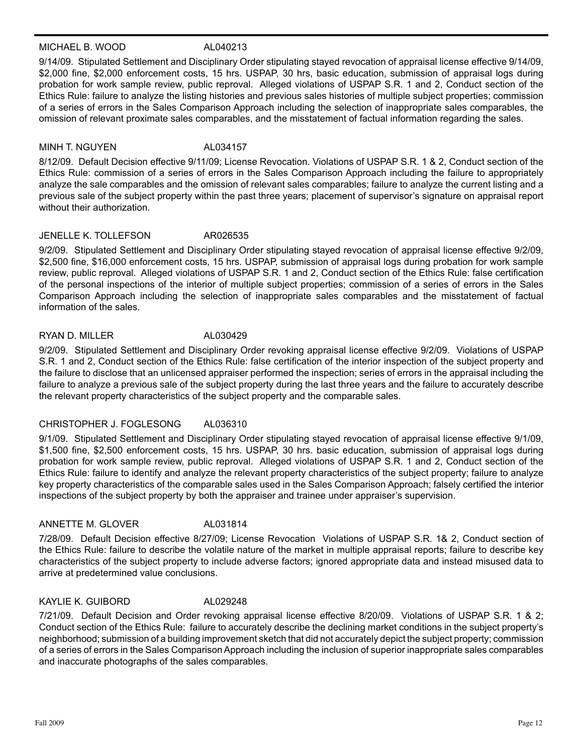**MICHAEL B. WOOD AL040213**

9/14/09. Stipulated Settlement and Disciplinary Order stipulating stayed revocation of appraisal license effective 9/14/09, $2,000 fine, $2,000 enforcement costs, 15 hrs. USPAP, 30 hrs, basic education, submission of appraisal logs during probation for work sample review, public reproval. Alleged violations of USPAP S.R. 1 and 2, Conduct section of the Ethics Rule: failure to analyze the listing histories and previous sales histories of multiple subject properties; commission of a series of errors in the Sales Comparison Approach including the selection of inappropriate sales comparables, the omission of relevant proximate sales comparables, and the misstatement of factual information regarding the sales.

**MINH T. NGUYEN AL034157**

8/12/09. Default Decision effective 9/11/09; License Revocation. Violations of USPAP S.R. 1 & 2, Conduct section of the Ethics Rule: commission of a series of errors in the Sales Comparison Approach including the failure to appropriately analyze the sale comparables and the omission of relevant sales comparables; failure to analyze the current listing and a previous sale of the subject property within the past three years; placement of supervisor's signature on appraisal report without their authorization.

**JENELLE K. TOLLEFSON AR026535**

9/2/09. Stipulated Settlement and Disciplinary Order stipulating stayed revocation of appraisal license effective 9/2/09, $2,500 fine, $16,000 enforcement costs, 15 hrs. USPAP, submission of appraisal logs during probation for work sample review, public reproval. Alleged violations of USPAP S.R. 1 and 2, Conduct section of the Ethics Rule: false certification of the personal inspections of the interior of multiple subject properties; commission of a series of errors in the Sales Comparison Approach including the selection of inappropriate sales comparables and the misstatement of factual information of the sales.

**RYAN D. MILLER AL030429**

9/2/09. Stipulated Settlement and Disciplinary Order revoking appraisal license effective 9/2/09. Violations of USPAP S.R. 1 and 2, Conduct section of the Ethics Rule: false certification of the interior inspection of the subject property and the failure to disclose that an unlicensed appraiser performed the inspection; series of errors in the appraisal including the failure to analyze a previous sale of the subject property during the last three years and the failure to accurately describe the relevant property characteristics of the subject property and the comparable sales.

**CHRISTOPHER J. FOGLESONG AL036310**

9/1/09. Stipulated Settlement and Disciplinary Order stipulating stayed revocation of appraisal license effective 9/1/09, $1,500 fine, $2,500 enforcement costs, 15 hrs. USPAP, 30 hrs. basic education, submission of appraisal logs during probation for work sample review, public reproval. Alleged violations of USPAP S.R. 1 and 2, Conduct section of the Ethics Rule: failure to identify and analyze the relevant property characteristics of the subject property; failure to analyze key property characteristics of the comparable sales used in the Sales Comparison Approach; falsely certified the interior inspections of the subject property by both the appraiser and trainee under appraiser's supervision.

**ANNETTE M. GLOVER AL031814**

7/28/09. Default Decision effective 8/27/09; License Revocation Violations of USPAP S.R. 1& 2, Conduct section of the Ethics Rule: failure to describe the volatile nature of the market in multiple appraisal reports; failure to describe key characteristics of the subject property to include adverse factors; ignored appropriate data and instead misused data to arrive at predetermined value conclusions.

**KAYLIE K. GUIBORD AL029248**

7/21/09. Default Decision and Order revoking appraisal license effective 8/20/09. Violations of USPAP S.R. 1 & 2; Conduct section of the Ethics Rule: failure to accurately describe the declining market conditions in the subject property's neighborhood; submission of a building improvement sketch that did not accurately depict the subject property; commission of a series of errors in the Sales Comparison Approach including the inclusion of superior inappropriate sales comparables and inaccurate photographs of the sales comparables.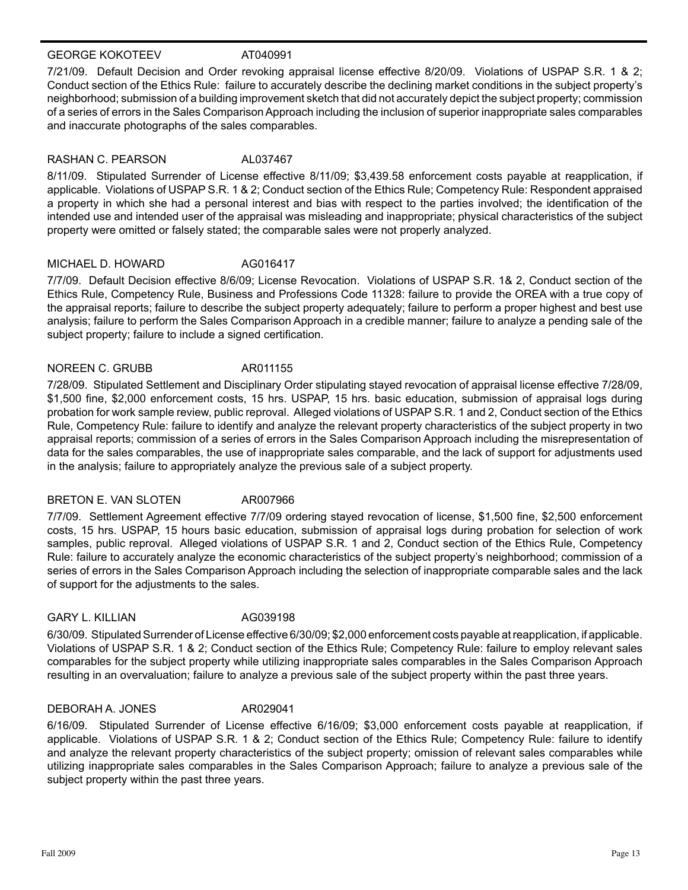**GEORGE KOKOTEEV** AT040991

7/21/09. Default Decision and Order revoking appraisal license effective 8/20/09. Violations of USPAP S.R. 1 & 2; Conduct section of the Ethics Rule: failure to accurately describe the declining market conditions in the subject property's neighborhood; submission of a building improvement sketch that did not accurately depict the subject property; commission of a series of errors in the Sales Comparison Approach including the inclusion of superior inappropriate sales comparables and inaccurate photographs of the sales comparables.

**RASHAN C. PEARSON** AL037467

8/11/09. Stipulated Surrender of License effective 8/11/09; $3,439.58 enforcement costs payable at reapplication, if applicable. Violations of USPAP S.R. 1 & 2; Conduct section of the Ethics Rule; Competency Rule: Respondent appraised a property in which she had a personal interest and bias with respect to the parties involved; the identification of the intended use and intended user of the appraisal was misleading and inappropriate; physical characteristics of the subject property were omitted or falsely stated; the comparable sales were not properly analyzed.

**MICHAEL D. HOWARD** AG016417

7/7/09. Default Decision effective 8/6/09; License Revocation. Violations of USPAP S.R. 1& 2, Conduct section of the Ethics Rule, Competency Rule, Business and Professions Code 11328: failure to provide the OREA with a true copy of the appraisal reports; failure to describe the subject property adequately; failure to perform a proper highest and best use analysis; failure to perform the Sales Comparison Approach in a credible manner; failure to analyze a pending sale of the subject property; failure to include a signed certification.

**NOREEN C. GRUBB** AR011155

7/28/09. Stipulated Settlement and Disciplinary Order stipulating stayed revocation of appraisal license effective 7/28/09, $1,500 fine, $2,000 enforcement costs, 15 hrs. USPAP, 15 hrs. basic education, submission of appraisal logs during probation for work sample review, public reproval. Alleged violations of USPAP S.R. 1 and 2, Conduct section of the Ethics Rule, Competency Rule: failure to identify and analyze the relevant property characteristics of the subject property in two appraisal reports; commission of a series of errors in the Sales Comparison Approach including the misrepresentation of data for the sales comparables, the use of inappropriate sales comparable, and the lack of support for adjustments used in the analysis; failure to appropriately analyze the previous sale of a subject property.

**BRETON E. VAN SLOTEN** AR007966

7/7/09. Settlement Agreement effective 7/7/09 ordering stayed revocation of license, $1,500 fine, $2,500 enforcement costs, 15 hrs. USPAP, 15 hours basic education, submission of appraisal logs during probation for selection of work samples, public reproval. Alleged violations of USPAP S.R. 1 and 2, Conduct section of the Ethics Rule, Competency Rule: failure to accurately analyze the economic characteristics of the subject property's neighborhood; commission of a series of errors in the Sales Comparison Approach including the selection of inappropriate comparable sales and the lack of support for the adjustments to the sales.

**GARY L. KILLIAN** AG039198

6/30/09. Stipulated Surrender of License effective 6/30/09; $2,000 enforcement costs payable at reapplication, if applicable. Violations of USPAP S.R. 1 & 2; Conduct section of the Ethics Rule; Competency Rule: failure to employ relevant sales comparables for the subject property while utilizing inappropriate sales comparables in the Sales Comparison Approach resulting in an overvaluation; failure to analyze a previous sale of the subject property within the past three years.

**DEBORAH A. JONES** AR029041

6/16/09. Stipulated Surrender of License effective 6/16/09; $3,000 enforcement costs payable at reapplication, if applicable. Violations of USPAP S.R. 1 & 2; Conduct section of the Ethics Rule; Competency Rule: failure to identify and analyze the relevant property characteristics of the subject property; omission of relevant sales comparables while utilizing inappropriate sales comparables in the Sales Comparison Approach; failure to analyze a previous sale of the subject property within the past three years.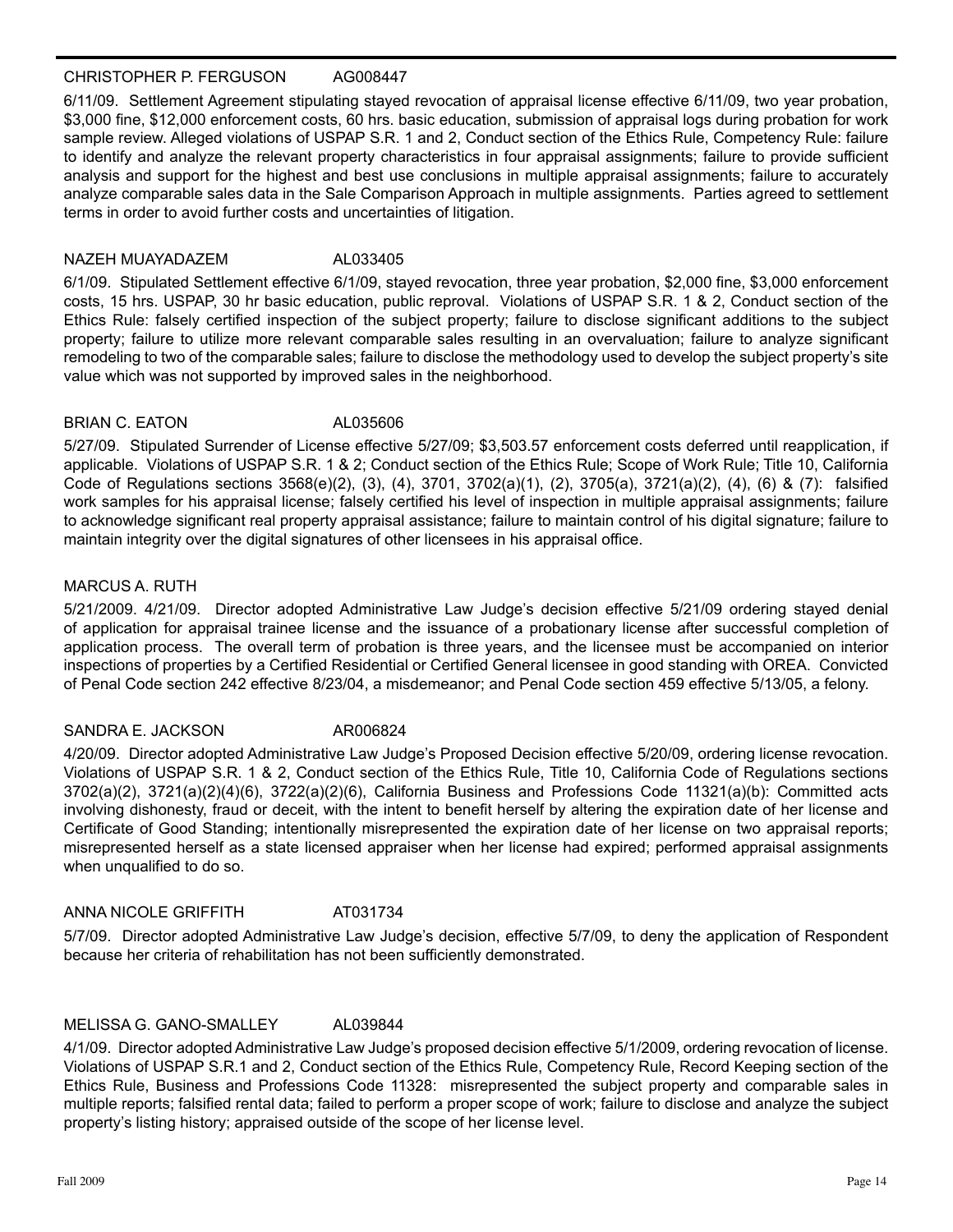**CHRISTOPHER P. FERGUSON AG008447**

6/11/09. Settlement Agreement stipulating stayed revocation of appraisal license effective 6/11/09, two year probation, $3,000 fine, $12,000 enforcement costs, 60 hrs. basic education, submission of appraisal logs during probation for work sample review. Alleged violations of USPAP S.R. 1 and 2, Conduct section of the Ethics Rule, Competency Rule: failure to identify and analyze the relevant property characteristics in four appraisal assignments; failure to provide sufficient analysis and support for the highest and best use conclusions in multiple appraisal assignments; failure to accurately analyze comparable sales data in the Sale Comparison Approach in multiple assignments. Parties agreed to settlement terms in order to avoid further costs and uncertainties of litigation.

**NAZEH MUAYADAZEM AL033405**

6/1/09. Stipulated Settlement effective 6/1/09, stayed revocation, three year probation, $2,000 fine, $3,000 enforcement costs, 15 hrs. USPAP, 30 hr basic education, public reproval. Violations of USPAP S.R. 1 & 2, Conduct section of the Ethics Rule: falsely certified inspection of the subject property; failure to disclose significant additions to the subject property; failure to utilize more relevant comparable sales resulting in an overvaluation; failure to analyze significant remodeling to two of the comparable sales; failure to disclose the methodology used to develop the subject property's site value which was not supported by improved sales in the neighborhood.

**BRIAN C. EATON AL035606**

5/27/09. Stipulated Surrender of License effective 5/27/09; $3,503.57 enforcement costs deferred until reapplication, if applicable. Violations of USPAP S.R. 1 & 2; Conduct section of the Ethics Rule; Scope of Work Rule; Title 10, California Code of Regulations sections 3568(e)(2), (3), (4), 3701, 3702(a)(1), (2), 3705(a), 3721(a)(2), (4), (6) & (7): falsified work samples for his appraisal license; falsely certified his level of inspection in multiple appraisal assignments; failure to acknowledge significant real property appraisal assistance; failure to maintain control of his digital signature; failure to maintain integrity over the digital signatures of other licensees in his appraisal office.

**MARCUS A. RUTH**

5/21/2009. 4/21/09. Director adopted Administrative Law Judge's decision effective 5/21/09 ordering stayed denial of application for appraisal trainee license and the issuance of a probationary license after successful completion of application process. The overall term of probation is three years, and the licensee must be accompanied on interior inspections of properties by a Certified Residential or Certified General licensee in good standing with OREA. Convicted of Penal Code section 242 effective 8/23/04, a misdemeanor; and Penal Code section 459 effective 5/13/05, a felony.

**SANDRA E. JACKSON AR006824**

4/20/09. Director adopted Administrative Law Judge's Proposed Decision effective 5/20/09, ordering license revocation. Violations of USPAP S.R. 1 & 2, Conduct section of the Ethics Rule, Title 10, California Code of Regulations sections 3702(a)(2), 3721(a)(2)(4)(6), 3722(a)(2)(6), California Business and Professions Code 11321(a)(b): Committed acts involving dishonesty, fraud or deceit, with the intent to benefit herself by altering the expiration date of her license and Certificate of Good Standing; intentionally misrepresented the expiration date of her license on two appraisal reports; misrepresented herself as a state licensed appraiser when her license had expired; performed appraisal assignments when unqualified to do so.

**ANNA NICOLE GRIFFITH AT031734**

5/7/09. Director adopted Administrative Law Judge's decision, effective 5/7/09, to deny the application of Respondent because her criteria of rehabilitation has not been sufficiently demonstrated.

**MELISSA G. GANO-SMALLEY AL039844**

4/1/09. Director adopted Administrative Law Judge's proposed decision effective 5/1/2009, ordering revocation of license. Violations of USPAP S.R.1 and 2, Conduct section of the Ethics Rule, Competency Rule, Record Keeping section of the Ethics Rule, Business and Professions Code 11328: misrepresented the subject property and comparable sales in multiple reports; falsified rental data; failed to perform a proper scope of work; failure to disclose and analyze the subject property's listing history; appraised outside of the scope of her license level.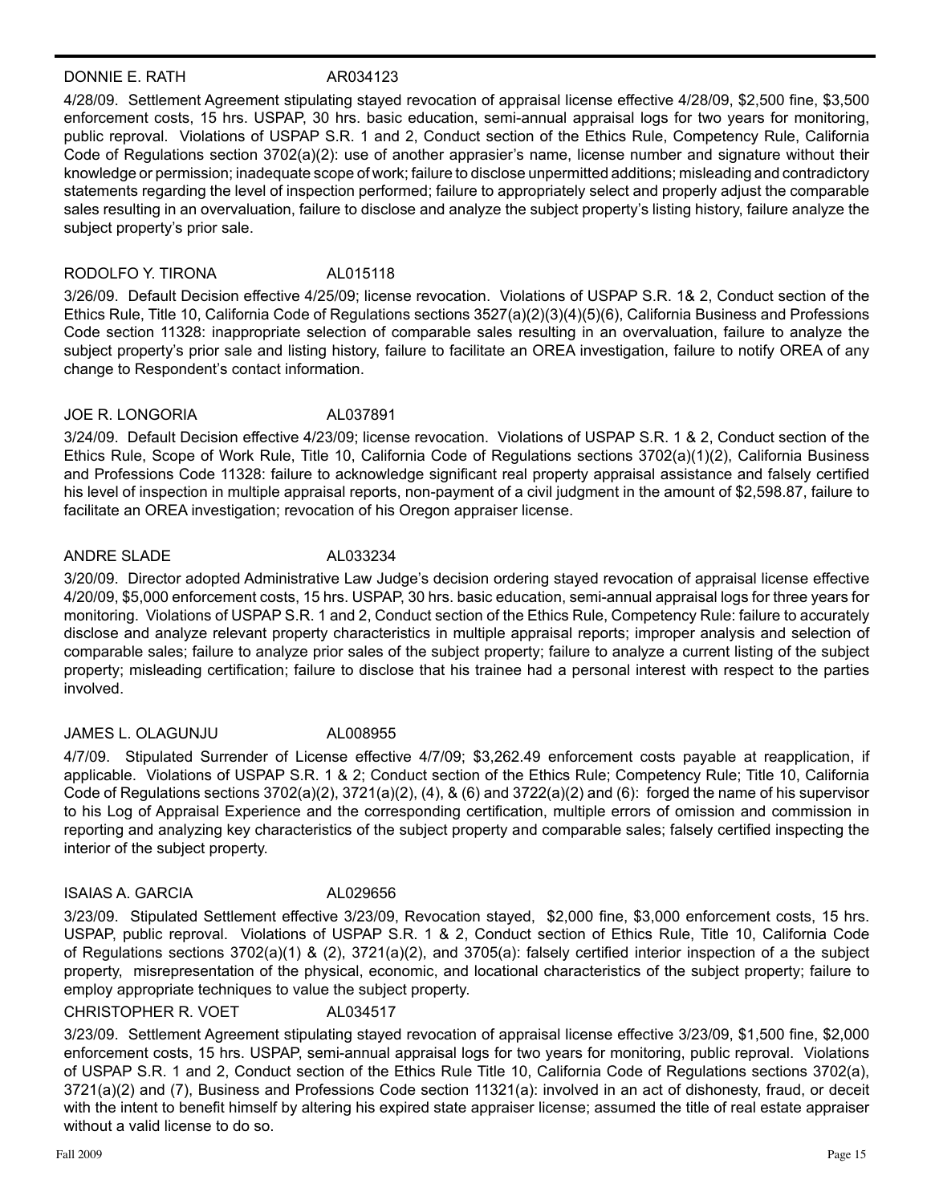DONNIE E. RATH AR034123

4/28/09. Settlement Agreement stipulating stayed revocation of appraisal license effective 4/28/09, $2,500 fine, $3,500 enforcement costs, 15 hrs. USPAP, 30 hrs. basic education, semi-annual appraisal logs for two years for monitoring, public reproval. Violations of USPAP S.R. 1 and 2, Conduct section of the Ethics Rule, Competency Rule, California Code of Regulations section 3702(a)(2): use of another apprasier's name, license number and signature without their knowledge or permission; inadequate scope of work; failure to disclose unpermitted additions; misleading and contradictory statements regarding the level of inspection performed; failure to appropriately select and properly adjust the comparable sales resulting in an overvaluation, failure to disclose and analyze the subject property's listing history, failure analyze the subject property's prior sale.

RODOLFO Y. TIRONA AL015118

3/26/09. Default Decision effective 4/25/09; license revocation. Violations of USPAP S.R. 1& 2, Conduct section of the Ethics Rule, Title 10, California Code of Regulations sections 3527(a)(2)(3)(4)(5)(6), California Business and Professions Code section 11328: inappropriate selection of comparable sales resulting in an overvaluation, failure to analyze the subject property's prior sale and listing history, failure to facilitate an OREA investigation, failure to notify OREA of any change to Respondent's contact information.

JOE R. LONGORIA AL037891

3/24/09. Default Decision effective 4/23/09; license revocation. Violations of USPAP S.R. 1 & 2, Conduct section of the Ethics Rule, Scope of Work Rule, Title 10, California Code of Regulations sections 3702(a)(1)(2), California Business and Professions Code 11328: failure to acknowledge significant real property appraisal assistance and falsely certified his level of inspection in multiple appraisal reports, non-payment of a civil judgment in the amount of $2,598.87, failure to facilitate an OREA investigation; revocation of his Oregon appraiser license.

ANDRE SLADE AL033234

3/20/09. Director adopted Administrative Law Judge's decision ordering stayed revocation of appraisal license effective 4/20/09, $5,000 enforcement costs, 15 hrs. USPAP, 30 hrs. basic education, semi-annual appraisal logs for three years for monitoring. Violations of USPAP S.R. 1 and 2, Conduct section of the Ethics Rule, Competency Rule: failure to accurately disclose and analyze relevant property characteristics in multiple appraisal reports; improper analysis and selection of comparable sales; failure to analyze prior sales of the subject property; failure to analyze a current listing of the subject property; misleading certification; failure to disclose that his trainee had a personal interest with respect to the parties involved.

JAMES L. OLAGUNJU AL008955

4/7/09. Stipulated Surrender of License effective 4/7/09; $3,262.49 enforcement costs payable at reapplication, if applicable. Violations of USPAP S.R. 1 & 2; Conduct section of the Ethics Rule; Competency Rule; Title 10, California Code of Regulations sections 3702(a)(2), 3721(a)(2), (4), & (6) and 3722(a)(2) and (6): forged the name of his supervisor to his Log of Appraisal Experience and the corresponding certification, multiple errors of omission and commission in reporting and analyzing key characteristics of the subject property and comparable sales; falsely certified inspecting the interior of the subject property.

ISAIAS A. GARCIA AL029656

3/23/09. Stipulated Settlement effective 3/23/09, Revocation stayed, $2,000 fine, $3,000 enforcement costs, 15 hrs. USPAP, public reproval. Violations of USPAP S.R. 1 & 2, Conduct section of Ethics Rule, Title 10, California Code of Regulations sections 3702(a)(1) & (2), 3721(a)(2), and 3705(a): falsely certified interior inspection of a the subject property, misrepresentation of the physical, economic, and locational characteristics of the subject property; failure to employ appropriate techniques to value the subject property.

CHRISTOPHER R. VOET AL034517

3/23/09. Settlement Agreement stipulating stayed revocation of appraisal license effective 3/23/09, $1,500 fine, $2,000 enforcement costs, 15 hrs. USPAP, semi-annual appraisal logs for two years for monitoring, public reproval. Violations of USPAP S.R. 1 and 2, Conduct section of the Ethics Rule Title 10, California Code of Regulations sections 3702(a), 3721(a)(2) and (7), Business and Professions Code section 11321(a): involved in an act of dishonesty, fraud, or deceit with the intent to benefit himself by altering his expired state appraiser license; assumed the title of real estate appraiser without a valid license to do so.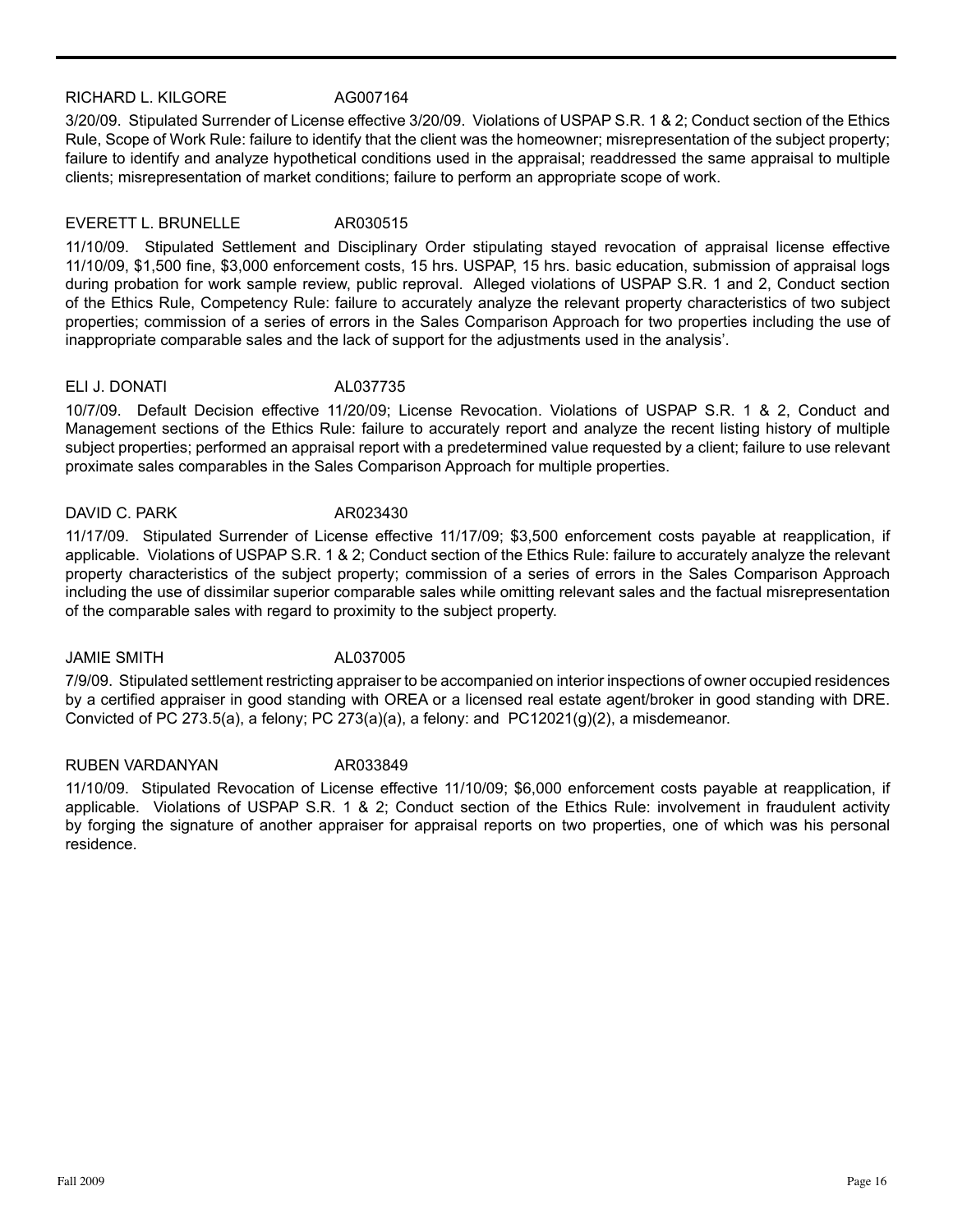RICHARD L. KILGORE AG007164

3/20/09. Stipulated Surrender of License effective 3/20/09. Violations of USPAP S.R. 1 & 2; Conduct section of the Ethics Rule, Scope of Work Rule: failure to identify that the client was the homeowner; misrepresentation of the subject property; failure to identify and analyze hypothetical conditions used in the appraisal; readdressed the same appraisal to multiple clients; misrepresentation of market conditions; failure to perform an appropriate scope of work.

EVERETT L. BRUNELLE AR030515

11/10/09. Stipulated Settlement and Disciplinary Order stipulating stayed revocation of appraisal license effective 11/10/09, $1,500 fine, $3,000 enforcement costs, 15 hrs. USPAP, 15 hrs. basic education, submission of appraisal logs during probation for work sample review, public reproval. Alleged violations of USPAP S.R. 1 and 2, Conduct section of the Ethics Rule, Competency Rule: failure to accurately analyze the relevant property characteristics of two subject properties; commission of a series of errors in the Sales Comparison Approach for two properties including the use of inappropriate comparable sales and the lack of support for the adjustments used in the analysis'.

ELI J. DONATI AL037735

10/7/09. Default Decision effective 11/20/09; License Revocation. Violations of USPAP S.R. 1 & 2, Conduct and Management sections of the Ethics Rule: failure to accurately report and analyze the recent listing history of multiple subject properties; performed an appraisal report with a predetermined value requested by a client; failure to use relevant proximate sales comparables in the Sales Comparison Approach for multiple properties.

DAVID C. PARK AR023430

11/17/09. Stipulated Surrender of License effective 11/17/09; $3,500 enforcement costs payable at reapplication, if applicable. Violations of USPAP S.R. 1 & 2; Conduct section of the Ethics Rule: failure to accurately analyze the relevant property characteristics of the subject property; commission of a series of errors in the Sales Comparison Approach including the use of dissimilar superior comparable sales while omitting relevant sales and the factual misrepresentation of the comparable sales with regard to proximity to the subject property.

JAMIE SMITH AL037005

7/9/09. Stipulated settlement restricting appraiser to be accompanied on interior inspections of owner occupied residences by a certified appraiser in good standing with OREA or a licensed real estate agent/broker in good standing with DRE. Convicted of PC 273.5(a), a felony; PC 273(a)(a), a felony: and PC12021(g)(2), a misdemeanor.

RUBEN VARDANYAN AR033849

11/10/09. Stipulated Revocation of License effective 11/10/09; $6,000 enforcement costs payable at reapplication, if applicable. Violations of USPAP S.R. 1 & 2; Conduct section of the Ethics Rule: involvement in fraudulent activity by forging the signature of another appraiser for appraisal reports on two properties, one of which was his personal residence.